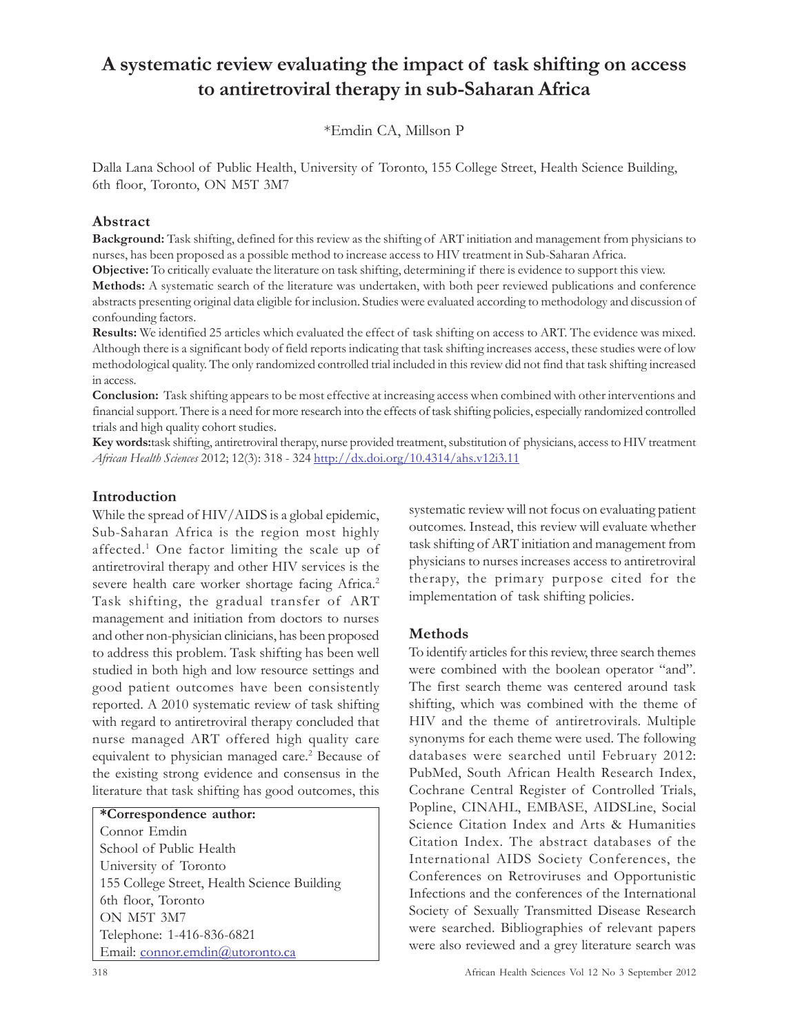# A systematic review evaluating the impact of task shifting on access to antiretroviral therapy in sub-Saharan Africa

*Emdin CA, Millson P

Dalla Lana School of Public Health, University of Toronto, 155 College Street, Health Science Building, 6th floor, Toronto, ON M5T 3M7

## Abstract

**Background:** Task shifting, defined for this review as the shifting of ART initiation and management from physicians to nurses, has been proposed as a possible method to increase access to HIV treatment in Sub-Saharan Africa.

**Objective:** To critically evaluate the literature on task shifting, determining if there is evidence to support this view.

**Methods:** A systematic search of the literature was undertaken, with both peer reviewed publications and conference abstracts presenting original data eligible for inclusion. Studies were evaluated according to methodology and discussion of confounding factors.

**Results:** We identified 25 articles which evaluated the effect of task shifting on access to ART. The evidence was mixed. Although there is a significant body of field reports indicating that task shifting increases access, these studies were of low methodological quality. The only randomized controlled trial included in this review did not find that task shifting increased in access.

**Conclusion:** Task shifting appears to be most effective at increasing access when combined with other interventions and financial support. There is a need for more research into the effects of task shifting policies, especially randomized controlled trials and high quality cohort studies.

**Key words:** task shifting, antiretroviral therapy, nurse provided treatment, substitution of physicians, access to HIV treatment

*African Health Sciences* 2012; 12(3): 318 - 324 http://dx.doi.org/10.4314/ahs.v12i3.11

## Introduction

While the spread of HIV/AIDS is a global epidemic, Sub-Saharan Africa is the region most highly affected.[1] One factor limiting the scale up of antiretroviral therapy and other HIV services is the severe health care worker shortage facing Africa.[2] Task shifting, the gradual transfer of ART management and initiation from doctors to nurses and other non-physician clinicians, has been proposed to address this problem. Task shifting has been well studied in both high and low resource settings and good patient outcomes have been consistently reported. A 2010 systematic review of task shifting with regard to antiretroviral therapy concluded that nurse managed ART offered high quality care equivalent to physician managed care.[2] Because of the existing strong evidence and consensus in the literature that task shifting has good outcomes, this systematic review will not focus on evaluating patient outcomes. Instead, this review will evaluate whether task shifting of ART initiation and management from physicians to nurses increases access to antiretroviral therapy, the primary purpose cited for the implementation of task shifting policies.

**\*Correspondence author:**
Connor Emdin
School of Public Health
University of Toronto
155 College Street, Health Science Building
6th floor, Toronto
ON M5T 3M7
Telephone: 1-416-836-6821
Email: connor.emdin@utoronto.ca

## Methods

To identify articles for this review, three search themes were combined with the boolean operator "and". The first search theme was centered around task shifting, which was combined with the theme of HIV and the theme of antiretrovirals. Multiple synonyms for each theme were used. The following databases were searched until February 2012: PubMed, South African Health Research Index, Cochrane Central Register of Controlled Trials, Popline, CINAHL, EMBASE, AIDSLine, Social Science Citation Index and Arts & Humanities Citation Index. The abstract databases of the International AIDS Society Conferences, the Conferences on Retroviruses and Opportunistic Infections and the conferences of the International Society of Sexually Transmitted Disease Research were searched. Bibliographies of relevant papers were also reviewed and a grey literature search was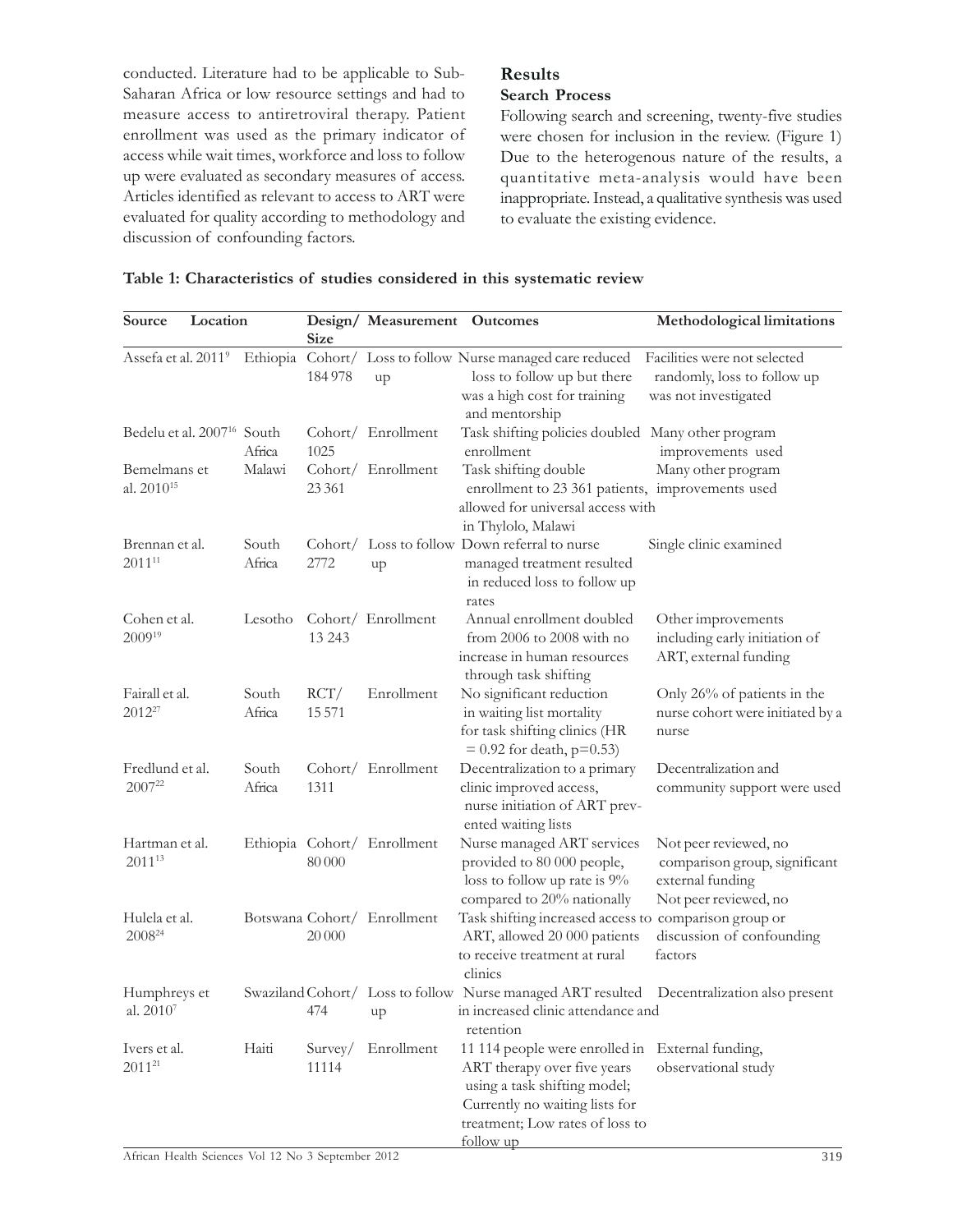conducted. Literature had to be applicable to Sub-Saharan Africa or low resource settings and had to measure access to antiretroviral therapy. Patient enrollment was used as the primary indicator of access while wait times, workforce and loss to follow up were evaluated as secondary measures of access. Articles identified as relevant to access to ART were evaluated for quality according to methodology and discussion of confounding factors.

## Results

### Search Process

Following search and screening, twenty-five studies were chosen for inclusion in the review. (Figure 1) Due to the heterogenous nature of the results, a quantitative meta-analysis would have been inappropriate. Instead, a qualitative synthesis was used to evaluate the existing evidence.

**Table 1: Characteristics of studies considered in this systematic review**

| Source | Location | Design/ Size | Measurement | Outcomes | Methodological limitations |
|---|---|---|---|---|---|
| Assefa et al. 2011[9] | Ethiopia | Cohort/ 184 978 | Loss to follow up | Nurse managed care reduced loss to follow up but there was a high cost for training and mentorship | Facilities were not selected randomly, loss to follow up was not investigated |
| Bedelu et al. 2007[16] | South Africa | Cohort/ 1025 | Enrollment | Task shifting policies doubled enrollment | Many other program improvements used |
| Bemelmans et al. 2010[15] | Malawi | Cohort/ 23 361 | Enrollment | Task shifting double enrollment to 23 361 patients, allowed for universal access with in Thylolo, Malawi | Many other program improvements used |
| Brennan et al. 2011[11] | South Africa | Cohort/ 2772 | Loss to follow up | Down referral to nurse managed treatment resulted in reduced loss to follow up rates | Single clinic examined |
| Cohen et al. 2009[19] | Lesotho | Cohort/ 13 243 | Enrollment | Annual enrollment doubled from 2006 to 2008 with no increase in human resources through task shifting | Other improvements including early initiation of ART, external funding |
| Fairall et al. 2012[27] | South Africa | RCT/ 15 571 | Enrollment | No significant reduction in waiting list mortality for task shifting clinics (HR = 0.92 for death, p=0.53) | Only 26% of patients in the nurse cohort were initiated by a nurse |
| Fredlund et al. 2007[22] | South Africa | Cohort/ 1311 | Enrollment | Decentralization to a primary clinic improved access, nurse initiation of ART prevented waiting lists | Decentralization and community support were used |
| Hartman et al. 2011[13] | Ethiopia | Cohort/ 80 000 | Enrollment | Nurse managed ART services provided to 80 000 people, loss to follow up rate is 9% compared to 20% nationally | Not peer reviewed, no comparison group, significant external funding |
| Hulela et al. 2008[24] | Botswana | Cohort/ 20 000 | Enrollment | Task shifting increased access to ART, allowed 20 000 patients to receive treatment at rural clinics | Not peer reviewed, no comparison group or discussion of confounding factors |
| Humphreys et al. 2010[7] | Swaziland | Cohort/ 474 | Loss to follow up | Nurse managed ART resulted in increased clinic attendance and retention | Decentralization also present |
| Ivers et al. 2011[21] | Haiti | Survey/ 11114 | Enrollment | 11 114 people were enrolled in ART therapy over five years using a task shifting model; Currently no waiting lists for treatment; Low rates of loss to follow up | External funding, observational study |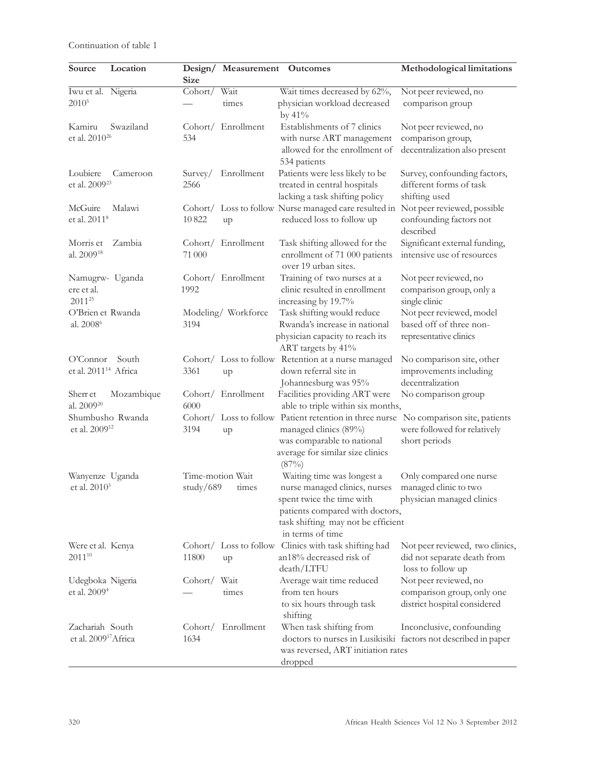Continuation of table 1

| Source | Location | Design/ Size | Measurement | Outcomes | Methodological limitations |
|---|---|---|---|---|---|
| Iwu et al. 2010[5] | Nigeria | Cohort/ — | Wait times | Wait times decreased by 62%, physician workload decreased by 41% | Not peer reviewed, no comparison group |
| Kamiru et al. 2010[26] | Swaziland | Cohort/ 534 | Enrollment | Establishments of 7 clinics with nurse ART management allowed for the enrollment of 534 patients | Not peer reviewed, no comparison group, decentralization also present |
| Loubiere et al. 2009[23] | Cameroon | Survey/ 2566 | Enrollment | Patients were less likely to be treated in central hospitals lacking a task shifting policy | Survey, confounding factors, different forms of task shifting used |
| McGuire et al. 2011[8] | Malawi | Cohort/ 10 822 | Loss to follow up | Nurse managed care resulted in reduced loss to follow up | Not peer reviewed, possible confounding factors not described |
| Morris et al. 2009[18] | Zambia | Cohort/ 71 000 | Enrollment | Task shifting allowed for the enrollment of 71 000 patients over 19 urban sites. | Significant external funding, intensive use of resources |
| Namugrw-ere et al. 2011[25] | Uganda | Cohort/ 1992 | Enrollment | Training of two nurses at a clinic resulted in enrollment increasing by 19.7% | Not peer reviewed, no comparison group, only a single clinic |
| O'Brien et al. 2008[6] | Rwanda | Modeling/ 3194 | Workforce | Task shifting would reduce Rwanda's increase in national physician capacity to reach its ART targets by 41% | Not peer reviewed, model based off of three non-representative clinics |
| O'Connor et al. 2011[14] | South Africa | Cohort/ 3361 | Loss to follow up | Retention at a nurse managed down referral site in Johannesburg was 95% | No comparison site, other improvements including decentralization |
| Sherr et al. 2009[20] | Mozambique | Cohort/ 6000 | Enrollment | Facilities providing ART were able to triple within six months, | No comparison group |
| Shumbusho et al. 2009[12] | Rwanda | Cohort/ 3194 | Loss to follow up | Patient retention in three nurse managed clinics (89%) was comparable to national average for similar size clinics (87%) | No comparison site, patients were followed for relatively short periods |
| Wanyenze et al. 2010[3] | Uganda | Time-motion study/689 | Wait times | Waiting time was longest a nurse managed clinics, nurses spent twice the time with patients compared with doctors, task shifting may not be efficient in terms of time | Only compared one nurse managed clinic to two physician managed clinics |
| Were et al. 2011[10] | Kenya | Cohort/ 11800 | Loss to follow up | Clinics with task shifting had an18% decreased risk of death/LTFU | Not peer reviewed, two clinics, did not separate death from loss to follow up |
| Udegboka et al. 2009[4] | Nigeria | Cohort/ — | Wait times | Average wait time reduced from ten hours to six hours through task shifting | Not peer reviewed, no comparison group, only one district hospital considered |
| Zachariah et al. 2009[17] | South Africa | Cohort/ 1634 | Enrollment | When task shifting from doctors to nurses in Lusikisiki was reversed, ART initiation rates dropped | Inconclusive, confounding factors not described in paper |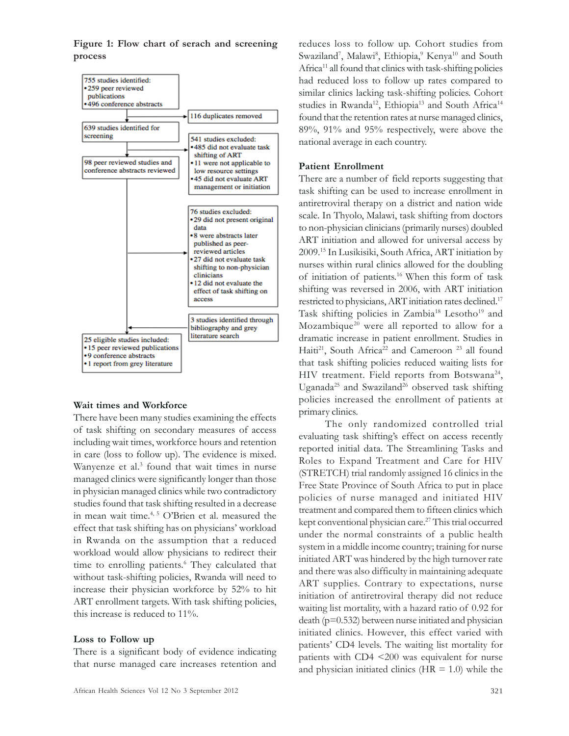**Figure 1: Flow chart of serach and screening process**

755 studies identified:
- 259 peer reviewed publications
- 496 conference abstracts

116 duplicates removed

639 studies identified for screening

541 studies excluded:
- 485 did not evaluate task shifting of ART
- 11 were not applicable to low resource settings
- 45 did not evaluate ART management or initiation

98 peer reviewed studies and conference abstracts reviewed

76 studies excluded:
- 29 did not present original data
- 8 were abstracts later published as peer-reviewed articles
- 27 did not evaluate task shifting to non-physician clinicians
- 12 did not evaluate the effect of task shifting on access

3 studies identified through bibliography and grey literature search

25 eligible studies included:
- 15 peer reviewed publications
- 9 conference abstracts
- 1 report from grey literature

### Wait times and Workforce

There have been many studies examining the effects of task shifting on secondary measures of access including wait times, workforce hours and retention in care (loss to follow up). The evidence is mixed. Wanyenze et al.[3] found that wait times in nurse managed clinics were significantly longer than those in physician managed clinics while two contradictory studies found that task shifting resulted in a decrease in mean wait time.[4, 5] O'Brien et al. measured the effect that task shifting has on physicians' workload in Rwanda on the assumption that a reduced workload would allow physicians to redirect their time to enrolling patients.[6] They calculated that without task-shifting policies, Rwanda will need to increase their physician workforce by 52% to hit ART enrollment targets. With task shifting policies, this increase is reduced to 11%.

### Loss to Follow up

There is a significant body of evidence indicating that nurse managed care increases retention and reduces loss to follow up. Cohort studies from Swaziland[7], Malawi[8], Ethiopia,[9] Kenya[10] and South Africa[11] all found that clinics with task-shifting policies had reduced loss to follow up rates compared to similar clinics lacking task-shifting policies. Cohort studies in Rwanda[12], Ethiopia[13] and South Africa[14] found that the retention rates at nurse managed clinics, 89%, 91% and 95% respectively, were above the national average in each country.

### Patient Enrollment

There are a number of field reports suggesting that task shifting can be used to increase enrollment in antiretroviral therapy on a district and nation wide scale. In Thyolo, Malawi, task shifting from doctors to non-physician clinicians (primarily nurses) doubled ART initiation and allowed for universal access by 2009.[15] In Lusikisiki, South Africa, ART initiation by nurses within rural clinics allowed for the doubling of initiation of patients.[16] When this form of task shifting was reversed in 2006, with ART initiation restricted to physicians, ART initiation rates declined.[17] Task shifting policies in Zambia[18] Lesotho[19] and Mozambique[20] were all reported to allow for a dramatic increase in patient enrollment. Studies in Haiti[21], South Africa[22] and Cameroon [23] all found that task shifting policies reduced waiting lists for HIV treatment. Field reports from Botswana[24], Uganada[25] and Swaziland[26] observed task shifting policies increased the enrollment of patients at primary clinics.

The only randomized controlled trial evaluating task shifting's effect on access recently reported initial data. The Streamlining Tasks and Roles to Expand Treatment and Care for HIV (STRETCH) trial randomly assigned 16 clinics in the Free State Province of South Africa to put in place policies of nurse managed and initiated HIV treatment and compared them to fifteen clinics which kept conventional physician care.[27] This trial occurred under the normal constraints of a public health system in a middle income country; training for nurse initiated ART was hindered by the high turnover rate and there was also difficulty in maintaining adequate ART supplies. Contrary to expectations, nurse initiation of antiretroviral therapy did not reduce waiting list mortality, with a hazard ratio of 0.92 for death ($p=0.532$) between nurse initiated and physician initiated clinics. However, this effect varied with patients' CD4 levels. The waiting list mortality for patients with CD4 <200 was equivalent for nurse and physician initiated clinics (HR = 1.0) while the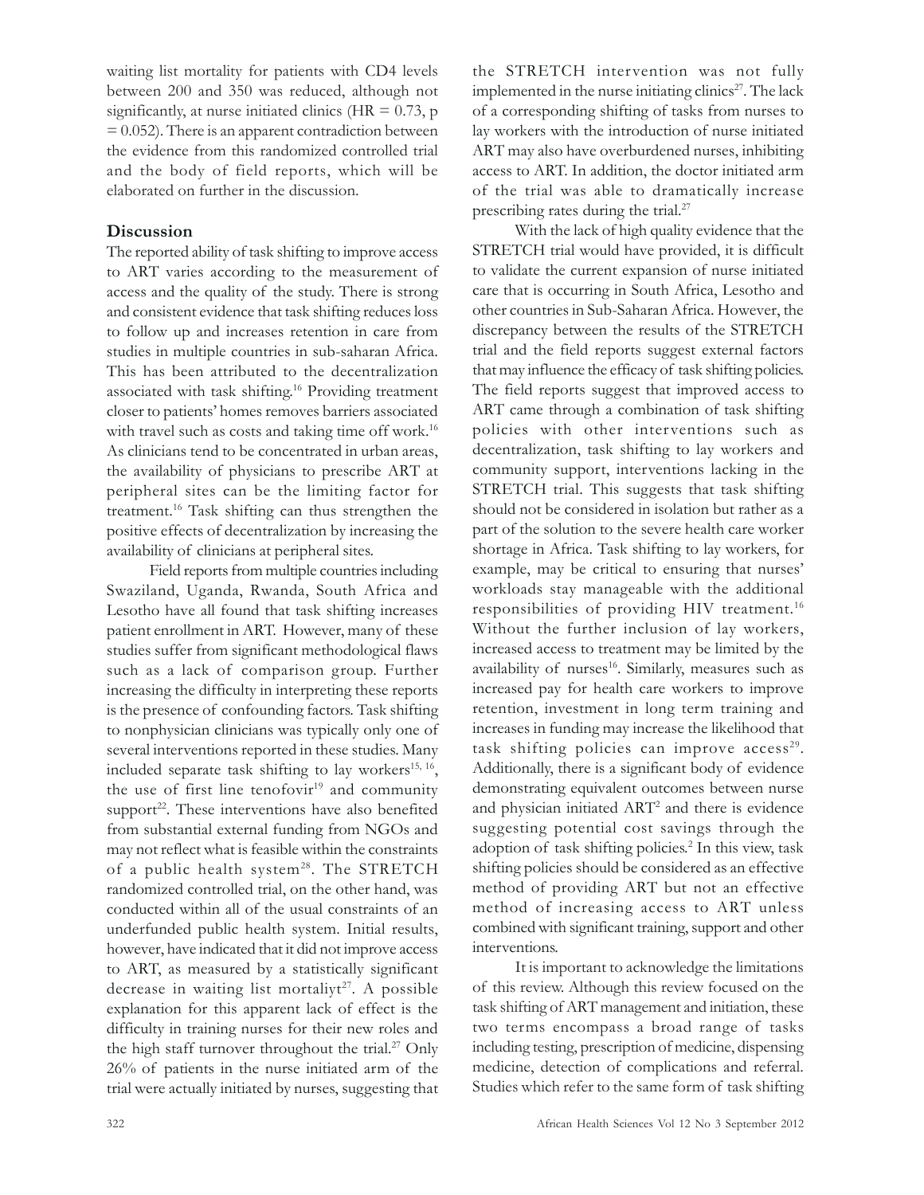waiting list mortality for patients with CD4 levels between 200 and 350 was reduced, although not significantly, at nurse initiated clinics (HR = 0.73, p = 0.052). There is an apparent contradiction between the evidence from this randomized controlled trial and the body of field reports, which will be elaborated on further in the discussion.

## Discussion

The reported ability of task shifting to improve access to ART varies according to the measurement of access and the quality of the study. There is strong and consistent evidence that task shifting reduces loss to follow up and increases retention in care from studies in multiple countries in sub-saharan Africa. This has been attributed to the decentralization associated with task shifting.[16] Providing treatment closer to patients' homes removes barriers associated with travel such as costs and taking time off work.[16] As clinicians tend to be concentrated in urban areas, the availability of physicians to prescribe ART at peripheral sites can be the limiting factor for treatment.[16] Task shifting can thus strengthen the positive effects of decentralization by increasing the availability of clinicians at peripheral sites.

Field reports from multiple countries including Swaziland, Uganda, Rwanda, South Africa and Lesotho have all found that task shifting increases patient enrollment in ART. However, many of these studies suffer from significant methodological flaws such as a lack of comparison group. Further increasing the difficulty in interpreting these reports is the presence of confounding factors. Task shifting to nonphysician clinicians was typically only one of several interventions reported in these studies. Many included separate task shifting to lay workers[15, 16], the use of first line tenofovir[19] and community support[22]. These interventions have also benefited from substantial external funding from NGOs and may not reflect what is feasible within the constraints of a public health system[28]. The STRETCH randomized controlled trial, on the other hand, was conducted within all of the usual constraints of an underfunded public health system. Initial results, however, have indicated that it did not improve access to ART, as measured by a statistically significant decrease in waiting list mortaliyt[27]. A possible explanation for this apparent lack of effect is the difficulty in training nurses for their new roles and the high staff turnover throughout the trial.[27] Only 26% of patients in the nurse initiated arm of the trial were actually initiated by nurses, suggesting that the STRETCH intervention was not fully implemented in the nurse initiating clinics[27]. The lack of a corresponding shifting of tasks from nurses to lay workers with the introduction of nurse initiated ART may also have overburdened nurses, inhibiting access to ART. In addition, the doctor initiated arm of the trial was able to dramatically increase prescribing rates during the trial.[27]

With the lack of high quality evidence that the STRETCH trial would have provided, it is difficult to validate the current expansion of nurse initiated care that is occurring in South Africa, Lesotho and other countries in Sub-Saharan Africa. However, the discrepancy between the results of the STRETCH trial and the field reports suggest external factors that may influence the efficacy of task shifting policies. The field reports suggest that improved access to ART came through a combination of task shifting policies with other interventions such as decentralization, task shifting to lay workers and community support, interventions lacking in the STRETCH trial. This suggests that task shifting should not be considered in isolation but rather as a part of the solution to the severe health care worker shortage in Africa. Task shifting to lay workers, for example, may be critical to ensuring that nurses' workloads stay manageable with the additional responsibilities of providing HIV treatment.[16] Without the further inclusion of lay workers, increased access to treatment may be limited by the availability of nurses[16]. Similarly, measures such as increased pay for health care workers to improve retention, investment in long term training and increases in funding may increase the likelihood that task shifting policies can improve access[29]. Additionally, there is a significant body of evidence demonstrating equivalent outcomes between nurse and physician initiated ART[2] and there is evidence suggesting potential cost savings through the adoption of task shifting policies.[2] In this view, task shifting policies should be considered as an effective method of providing ART but not an effective method of increasing access to ART unless combined with significant training, support and other interventions.

It is important to acknowledge the limitations of this review. Although this review focused on the task shifting of ART management and initiation, these two terms encompass a broad range of tasks including testing, prescription of medicine, dispensing medicine, detection of complications and referral. Studies which refer to the same form of task shifting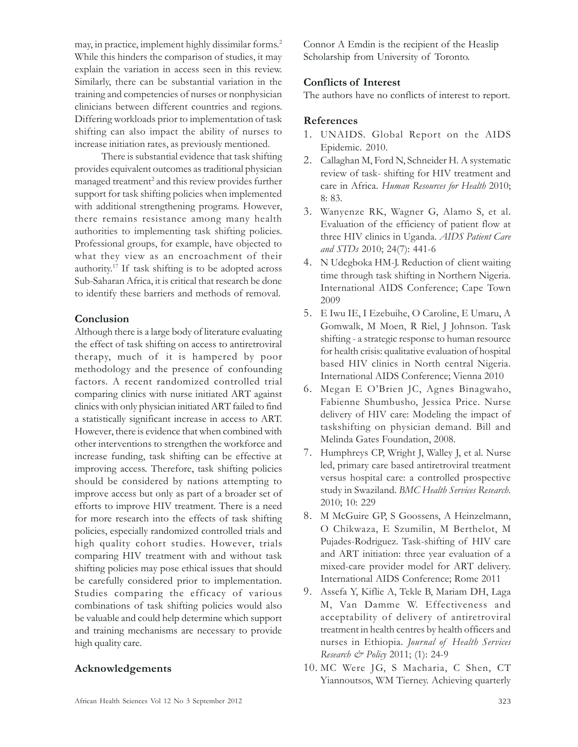may, in practice, implement highly dissimilar forms.[2] While this hinders the comparison of studies, it may explain the variation in access seen in this review. Similarly, there can be substantial variation in the training and competencies of nurses or nonphysician clinicians between different countries and regions. Differing workloads prior to implementation of task shifting can also impact the ability of nurses to increase initiation rates, as previously mentioned.

There is substantial evidence that task shifting provides equivalent outcomes as traditional physician managed treatment[2] and this review provides further support for task shifting policies when implemented with additional strengthening programs. However, there remains resistance among many health authorities to implementing task shifting policies. Professional groups, for example, have objected to what they view as an encroachment of their authority.[17] If task shifting is to be adopted across Sub-Saharan Africa, it is critical that research be done to identify these barriers and methods of removal.

## Conclusion

Although there is a large body of literature evaluating the effect of task shifting on access to antiretroviral therapy, much of it is hampered by poor methodology and the presence of confounding factors. A recent randomized controlled trial comparing clinics with nurse initiated ART against clinics with only physician initiated ART failed to find a statistically significant increase in access to ART. However, there is evidence that when combined with other interventions to strengthen the workforce and increase funding, task shifting can be effective at improving access. Therefore, task shifting policies should be considered by nations attempting to improve access but only as part of a broader set of efforts to improve HIV treatment. There is a need for more research into the effects of task shifting policies, especially randomized controlled trials and high quality cohort studies. However, trials comparing HIV treatment with and without task shifting policies may pose ethical issues that should be carefully considered prior to implementation. Studies comparing the efficacy of various combinations of task shifting policies would also be valuable and could help determine which support and training mechanisms are necessary to provide high quality care.

## Acknowledgements

Connor A Emdin is the recipient of the Heaslip Scholarship from University of Toronto.

## Conflicts of Interest

The authors have no conflicts of interest to report.

## References

1. UNAIDS. Global Report on the AIDS Epidemic. 2010.
2. Callaghan M, Ford N, Schneider H. A systematic review of task- shifting for HIV treatment and care in Africa. *Human Resources for Health* 2010; 8: 83.
3. Wanyenze RK, Wagner G, Alamo S, et al. Evaluation of the efficiency of patient flow at three HIV clinics in Uganda. *AIDS Patient Care and STDs* 2010; 24(7): 441-6
4. N Udegboka HM-J. Reduction of client waiting time through task shifting in Northern Nigeria. International AIDS Conference; Cape Town 2009
5. E Iwu IE, I Ezebuihe, O Caroline, E Umaru, A Gomwalk, M Moen, R Riel, J Johnson. Task shifting - a strategic response to human resource for health crisis: qualitative evaluation of hospital based HIV clinics in North central Nigeria. International AIDS Conference; Vienna 2010
6. Megan E O'Brien JC, Agnes Binagwaho, Fabienne Shumbusho, Jessica Price. Nurse delivery of HIV care: Modeling the impact of taskshifting on physician demand. Bill and Melinda Gates Foundation, 2008.
7. Humphreys CP, Wright J, Walley J, et al. Nurse led, primary care based antiretroviral treatment versus hospital care: a controlled prospective study in Swaziland. *BMC Health Services Research*. 2010; 10: 229
8. M McGuire GP, S Goossens, A Heinzelmann, O Chikwaza, E Szumilin, M Berthelot, M Pujades-Rodriguez. Task-shifting of HIV care and ART initiation: three year evaluation of a mixed-care provider model for ART delivery. International AIDS Conference; Rome 2011
9. Assefa Y, Kiflie A, Tekle B, Mariam DH, Laga M, Van Damme W. Effectiveness and acceptability of delivery of antiretroviral treatment in health centres by health officers and nurses in Ethiopia. *Journal of Health Services Research & Policy* 2011; (1): 24-9
10. MC Were JG, S Macharia, C Shen, CT Yiannoutsos, WM Tierney. Achieving quarterly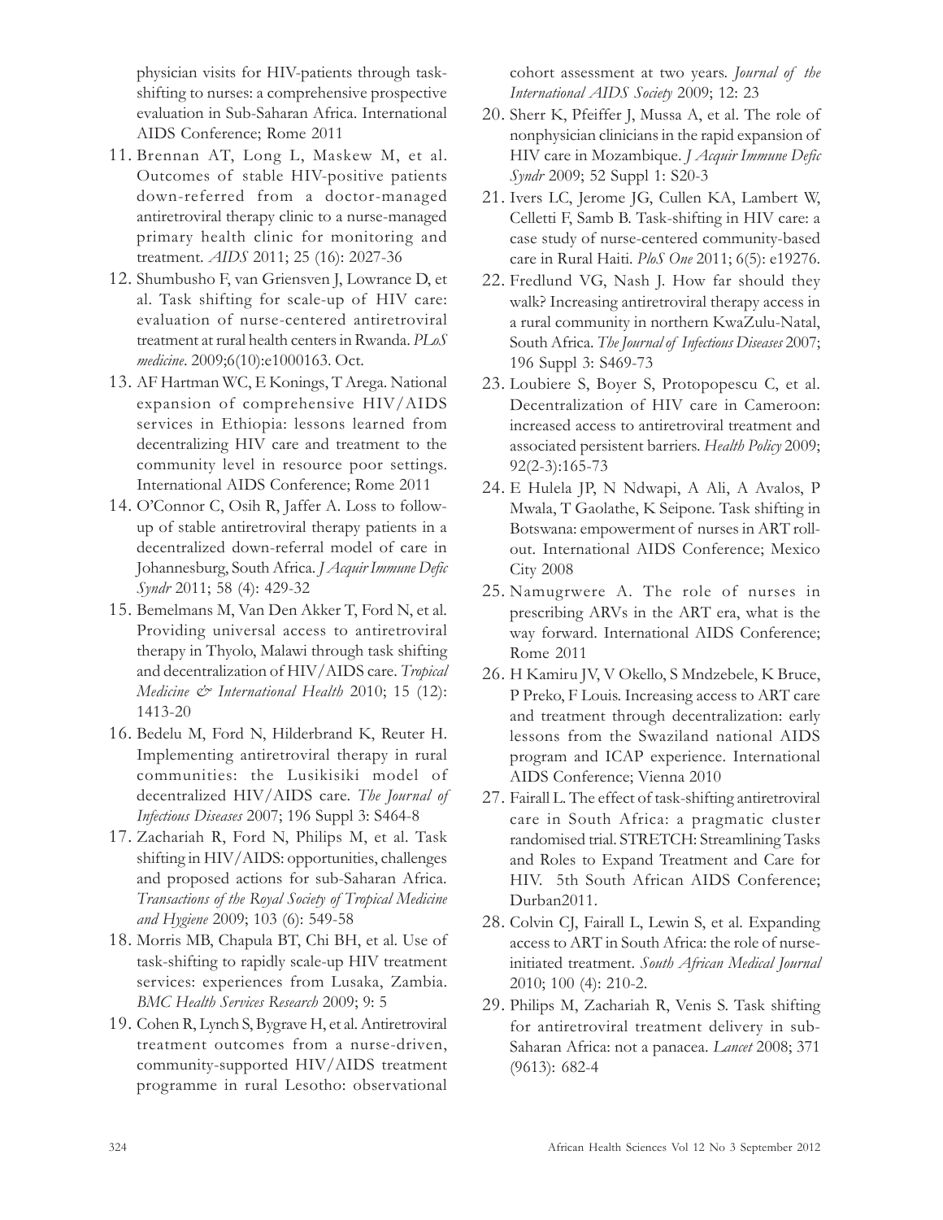physician visits for HIV-patients through task-shifting to nurses: a comprehensive prospective evaluation in Sub-Saharan Africa. International AIDS Conference; Rome 2011

11. Brennan AT, Long L, Maskew M, et al. Outcomes of stable HIV-positive patients down-referred from a doctor-managed antiretroviral therapy clinic to a nurse-managed primary health clinic for monitoring and treatment. *AIDS* 2011; 25 (16): 2027-36
12. Shumbusho F, van Griensven J, Lowrance D, et al. Task shifting for scale-up of HIV care: evaluation of nurse-centered antiretroviral treatment at rural health centers in Rwanda. *PLoS medicine*. 2009;6(10):e1000163. Oct.
13. AF Hartman WC, E Konings, T Arega. National expansion of comprehensive HIV/AIDS services in Ethiopia: lessons learned from decentralizing HIV care and treatment to the community level in resource poor settings. International AIDS Conference; Rome 2011
14. O'Connor C, Osih R, Jaffer A. Loss to follow-up of stable antiretroviral therapy patients in a decentralized down-referral model of care in Johannesburg, South Africa. *J Acquir Immune Defic Syndr* 2011; 58 (4): 429-32
15. Bemelmans M, Van Den Akker T, Ford N, et al. Providing universal access to antiretroviral therapy in Thyolo, Malawi through task shifting and decentralization of HIV/AIDS care. *Tropical Medicine & International Health* 2010; 15 (12): 1413-20
16. Bedelu M, Ford N, Hilderbrand K, Reuter H. Implementing antiretroviral therapy in rural communities: the Lusikisiki model of decentralized HIV/AIDS care. *The Journal of Infectious Diseases* 2007; 196 Suppl 3: S464-8
17. Zachariah R, Ford N, Philips M, et al. Task shifting in HIV/AIDS: opportunities, challenges and proposed actions for sub-Saharan Africa. *Transactions of the Royal Society of Tropical Medicine and Hygiene* 2009; 103 (6): 549-58
18. Morris MB, Chapula BT, Chi BH, et al. Use of task-shifting to rapidly scale-up HIV treatment services: experiences from Lusaka, Zambia. *BMC Health Services Research* 2009; 9: 5
19. Cohen R, Lynch S, Bygrave H, et al. Antiretroviral treatment outcomes from a nurse-driven, community-supported HIV/AIDS treatment programme in rural Lesotho: observational cohort assessment at two years. *Journal of the International AIDS Society* 2009; 12: 23
20. Sherr K, Pfeiffer J, Mussa A, et al. The role of nonphysician clinicians in the rapid expansion of HIV care in Mozambique. *J Acquir Immune Defic Syndr* 2009; 52 Suppl 1: S20-3
21. Ivers LC, Jerome JG, Cullen KA, Lambert W, Celletti F, Samb B. Task-shifting in HIV care: a case study of nurse-centered community-based care in Rural Haiti. *PloS One* 2011; 6(5): e19276.
22. Fredlund VG, Nash J. How far should they walk? Increasing antiretroviral therapy access in a rural community in northern KwaZulu-Natal, South Africa. *The Journal of Infectious Diseases* 2007; 196 Suppl 3: S469-73
23. Loubiere S, Boyer S, Protopopescu C, et al. Decentralization of HIV care in Cameroon: increased access to antiretroviral treatment and associated persistent barriers. *Health Policy* 2009; 92(2-3):165-73
24. E Hulela JP, N Ndwapi, A Ali, A Avalos, P Mwala, T Gaolathe, K Seipone. Task shifting in Botswana: empowerment of nurses in ART roll-out. International AIDS Conference; Mexico City 2008
25. Namugrwere A. The role of nurses in prescribing ARVs in the ART era, what is the way forward. International AIDS Conference; Rome 2011
26. H Kamiru JV, V Okello, S Mndzebele, K Bruce, P Preko, F Louis. Increasing access to ART care and treatment through decentralization: early lessons from the Swaziland national AIDS program and ICAP experience. International AIDS Conference; Vienna 2010
27. Fairall L. The effect of task-shifting antiretroviral care in South Africa: a pragmatic cluster randomised trial. STRETCH: Streamlining Tasks and Roles to Expand Treatment and Care for HIV. 5th South African AIDS Conference; Durban2011.
28. Colvin CJ, Fairall L, Lewin S, et al. Expanding access to ART in South Africa: the role of nurse-initiated treatment. *South African Medical Journal* 2010; 100 (4): 210-2.
29. Philips M, Zachariah R, Venis S. Task shifting for antiretroviral treatment delivery in sub-Saharan Africa: not a panacea. *Lancet* 2008; 371 (9613): 682-4